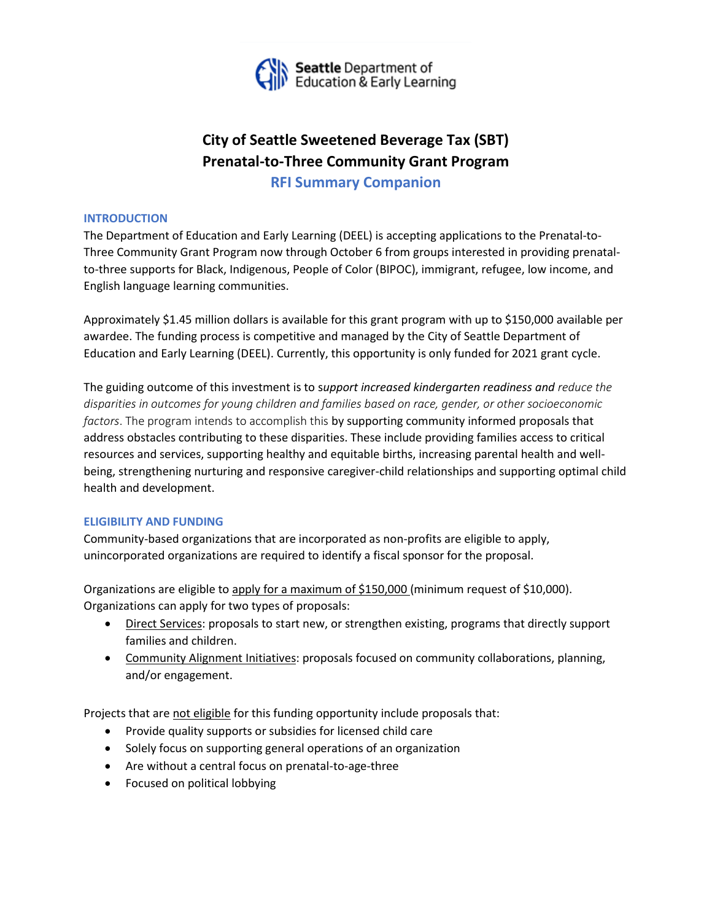Seattle Department of Education & Early Learning

# City of Seattle Sweetened Beverage Tax (SBT) Prenatal-to-Three Community Grant Program

## RFI Summary Companion

### INTRODUCTION

The Department of Education and Early Learning (DEEL) is accepting applications to the Prenatal-to-Three Community Grant Program now through October 6 from groups interested in providing prenatal-to-three supports for Black, Indigenous, People of Color (BIPOC), immigrant, refugee, low income, and English language learning communities.

Approximately $1.45 million dollars is available for this grant program with up to $150,000 available per awardee. The funding process is competitive and managed by the City of Seattle Department of Education and Early Learning (DEEL). Currently, this opportunity is only funded for 2021 grant cycle.

The guiding outcome of this investment is to s*upport increased kindergarten readiness and reduce the disparities in outcomes for young children and families based on race, gender, or other socioeconomic factors*. The program intends to accomplish this by supporting community informed proposals that address obstacles contributing to these disparities. These include providing families access to critical resources and services, supporting healthy and equitable births, increasing parental health and well-being, strengthening nurturing and responsive caregiver-child relationships and supporting optimal child health and development.

### ELIGIBILITY AND FUNDING

Community-based organizations that are incorporated as non-profits are eligible to apply, unincorporated organizations are required to identify a fiscal sponsor for the proposal.

Organizations are eligible to apply for a maximum of $150,000 (minimum request of $10,000). Organizations can apply for two types of proposals:

- Direct Services: proposals to start new, or strengthen existing, programs that directly support families and children.
- Community Alignment Initiatives: proposals focused on community collaborations, planning, and/or engagement.

Projects that are not eligible for this funding opportunity include proposals that:

- Provide quality supports or subsidies for licensed child care
- Solely focus on supporting general operations of an organization
- Are without a central focus on prenatal-to-age-three
- Focused on political lobbying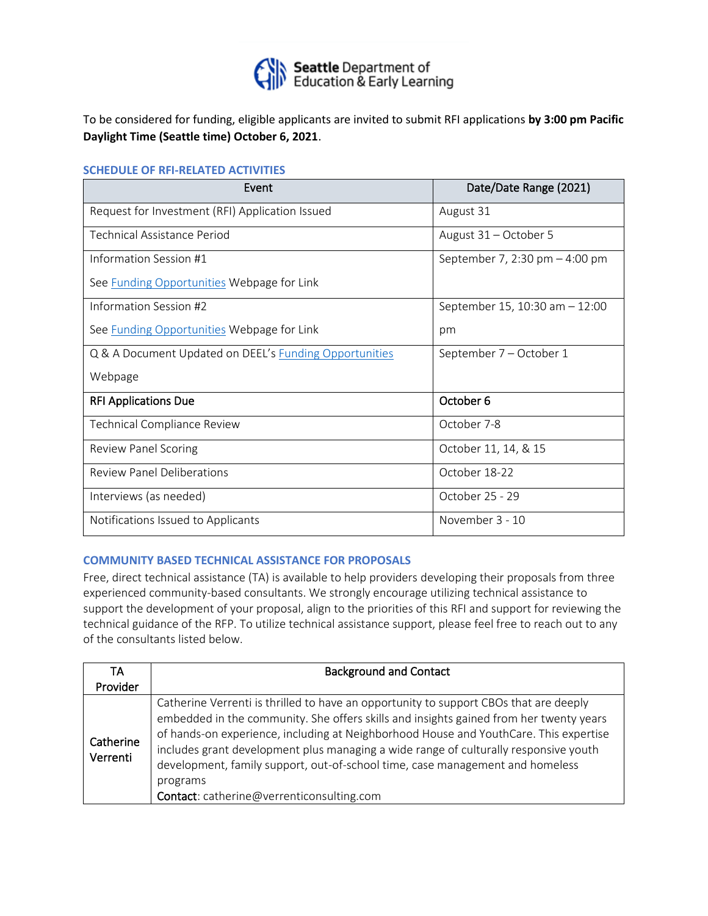Seattle Department of Education & Early Learning

To be considered for funding, eligible applicants are invited to submit RFI applications **by 3:00 pm Pacific Daylight Time (Seattle time) October 6, 2021**.

### SCHEDULE OF RFI-RELATED ACTIVITIES

| Event | Date/Date Range (2021) |
|---|---|
| Request for Investment (RFI) Application Issued | August 31 |
| Technical Assistance Period | August 31 – October 5 |
| Information Session #1<br>See Funding Opportunities Webpage for Link | September 7, 2:30 pm – 4:00 pm |
| Information Session #2<br>See Funding Opportunities Webpage for Link | September 15, 10:30 am – 12:00 pm |
| Q & A Document Updated on DEEL's Funding Opportunities Webpage | September 7 – October 1 |
| **RFI Applications Due** | **October 6** |
| Technical Compliance Review | October 7-8 |
| Review Panel Scoring | October 11, 14, & 15 |
| Review Panel Deliberations | October 18-22 |
| Interviews (as needed) | October 25 - 29 |
| Notifications Issued to Applicants | November 3 - 10 |

### COMMUNITY BASED TECHNICAL ASSISTANCE FOR PROPOSALS

Free, direct technical assistance (TA) is available to help providers developing their proposals from three experienced community-based consultants. We strongly encourage utilizing technical assistance to support the development of your proposal, align to the priorities of this RFI and support for reviewing the technical guidance of the RFP. To utilize technical assistance support, please feel free to reach out to any of the consultants listed below.

| TA Provider | Background and Contact |
|---|---|
| Catherine Verrenti | Catherine Verrenti is thrilled to have an opportunity to support CBOs that are deeply embedded in the community. She offers skills and insights gained from her twenty years of hands-on experience, including at Neighborhood House and YouthCare. This expertise includes grant development plus managing a wide range of culturally responsive youth development, family support, out-of-school time, case management and homeless programs<br>**Contact**: catherine@verrenticonsulting.com |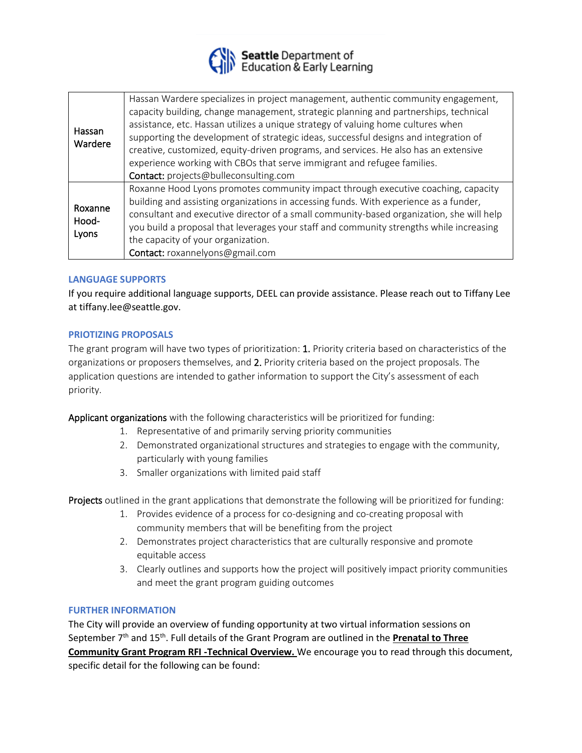| | |
|---|---|
| Hassan Wardere | Hassan Wardere specializes in project management, authentic community engagement, capacity building, change management, strategic planning and partnerships, technical assistance, etc. Hassan utilizes a unique strategy of valuing home cultures when supporting the development of strategic ideas, successful designs and integration of creative, customized, equity-driven programs, and services. He also has an extensive experience working with CBOs that serve immigrant and refugee families. **Contact:** projects@bulleconsulting.com |
| Roxanne Hood-Lyons | Roxanne Hood Lyons promotes community impact through executive coaching, capacity building and assisting organizations in accessing funds. With experience as a funder, consultant and executive director of a small community-based organization, she will help you build a proposal that leverages your staff and community strengths while increasing the capacity of your organization. **Contact:** roxannelyons@gmail.com |

## LANGUAGE SUPPORTS

If you require additional language supports, DEEL can provide assistance. Please reach out to Tiffany Lee at tiffany.lee@seattle.gov.

## PRIOTIZING PROPOSALS

The grant program will have two types of prioritization: **1.** Priority criteria based on characteristics of the organizations or proposers themselves, and **2.** Priority criteria based on the project proposals. The application questions are intended to gather information to support the City's assessment of each priority.

**Applicant organizations** with the following characteristics will be prioritized for funding:

1. Representative of and primarily serving priority communities
2. Demonstrated organizational structures and strategies to engage with the community, particularly with young families
3. Smaller organizations with limited paid staff

**Projects** outlined in the grant applications that demonstrate the following will be prioritized for funding:

1. Provides evidence of a process for co-designing and co-creating proposal with community members that will be benefiting from the project
2. Demonstrates project characteristics that are culturally responsive and promote equitable access
3. Clearly outlines and supports how the project will positively impact priority communities and meet the grant program guiding outcomes

## FURTHER INFORMATION

The City will provide an overview of funding opportunity at two virtual information sessions on September 7th and 15th. Full details of the Grant Program are outlined in the **Prenatal to Three Community Grant Program RFI -Technical Overview.** We encourage you to read through this document, specific detail for the following can be found: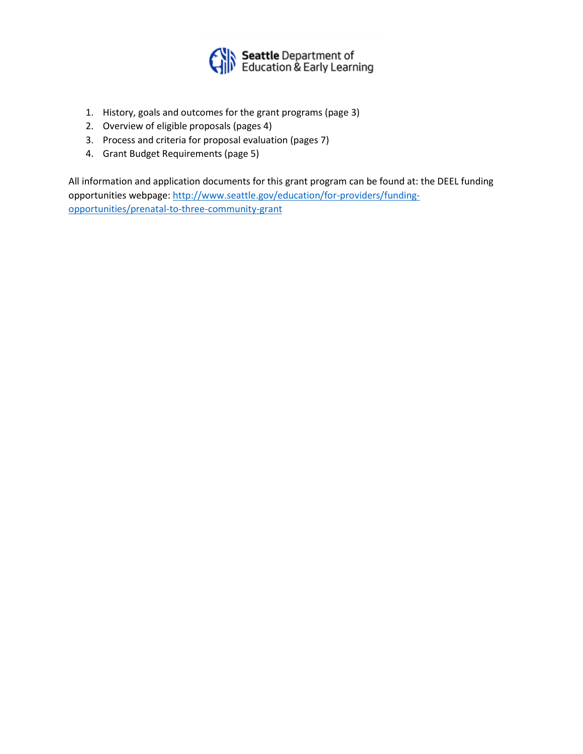Seattle Department of Education & Early Learning

1. History, goals and outcomes for the grant programs (page 3)
2. Overview of eligible proposals (pages 4)
3. Process and criteria for proposal evaluation (pages 7)
4. Grant Budget Requirements (page 5)

All information and application documents for this grant program can be found at: the DEEL funding opportunities webpage: [http://www.seattle.gov/education/for-providers/funding-opportunities/prenatal-to-three-community-grant](http://www.seattle.gov/education/for-providers/funding-opportunities/prenatal-to-three-community-grant)